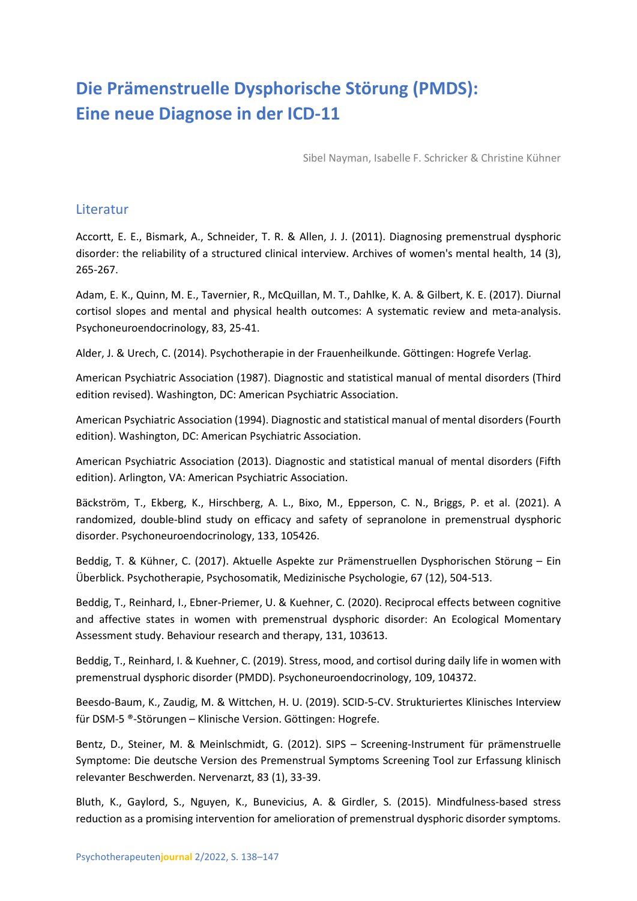# Die Prämenstruelle Dysphorische Störung (PMDS): Eine neue Diagnose in der ICD-11

Sibel Nayman, Isabelle F. Schricker & Christine Kühner

## Literatur

Accortt, E. E., Bismark, A., Schneider, T. R. & Allen, J. J. (2011). Diagnosing premenstrual dysphoric disorder: the reliability of a structured clinical interview. Archives of women's mental health, 14 (3), 265-267.

Adam, E. K., Quinn, M. E., Tavernier, R., McQuillan, M. T., Dahlke, K. A. & Gilbert, K. E. (2017). Diurnal cortisol slopes and mental and physical health outcomes: A systematic review and meta-analysis. Psychoneuroendocrinology, 83, 25-41.

Alder, J. & Urech, C. (2014). Psychotherapie in der Frauenheilkunde. Göttingen: Hogrefe Verlag.

American Psychiatric Association (1987). Diagnostic and statistical manual of mental disorders (Third edition revised). Washington, DC: American Psychiatric Association.

American Psychiatric Association (1994). Diagnostic and statistical manual of mental disorders (Fourth edition). Washington, DC: American Psychiatric Association.

American Psychiatric Association (2013). Diagnostic and statistical manual of mental disorders (Fifth edition). Arlington, VA: American Psychiatric Association.

Bäckström, T., Ekberg, K., Hirschberg, A. L., Bixo, M., Epperson, C. N., Briggs, P. et al. (2021). A randomized, double-blind study on efficacy and safety of sepranolone in premenstrual dysphoric disorder. Psychoneuroendocrinology, 133, 105426.

Beddig, T. & Kühner, C. (2017). Aktuelle Aspekte zur Prämenstruellen Dysphorischen Störung – Ein Überblick. Psychotherapie, Psychosomatik, Medizinische Psychologie, 67 (12), 504-513.

Beddig, T., Reinhard, I., Ebner-Priemer, U. & Kuehner, C. (2020). Reciprocal effects between cognitive and affective states in women with premenstrual dysphoric disorder: An Ecological Momentary Assessment study. Behaviour research and therapy, 131, 103613.

Beddig, T., Reinhard, I. & Kuehner, C. (2019). Stress, mood, and cortisol during daily life in women with premenstrual dysphoric disorder (PMDD). Psychoneuroendocrinology, 109, 104372.

Beesdo-Baum, K., Zaudig, M. & Wittchen, H. U. (2019). SCID-5-CV. Strukturiertes Klinisches Interview für DSM-5 ®-Störungen – Klinische Version. Göttingen: Hogrefe.

Bentz, D., Steiner, M. & Meinlschmidt, G. (2012). SIPS – Screening-Instrument für prämenstruelle Symptome: Die deutsche Version des Premenstrual Symptoms Screening Tool zur Erfassung klinisch relevanter Beschwerden. Nervenarzt, 83 (1), 33-39.

Bluth, K., Gaylord, S., Nguyen, K., Bunevicius, A. & Girdler, S. (2015). Mindfulness-based stress reduction as a promising intervention for amelioration of premenstrual dysphoric disorder symptoms.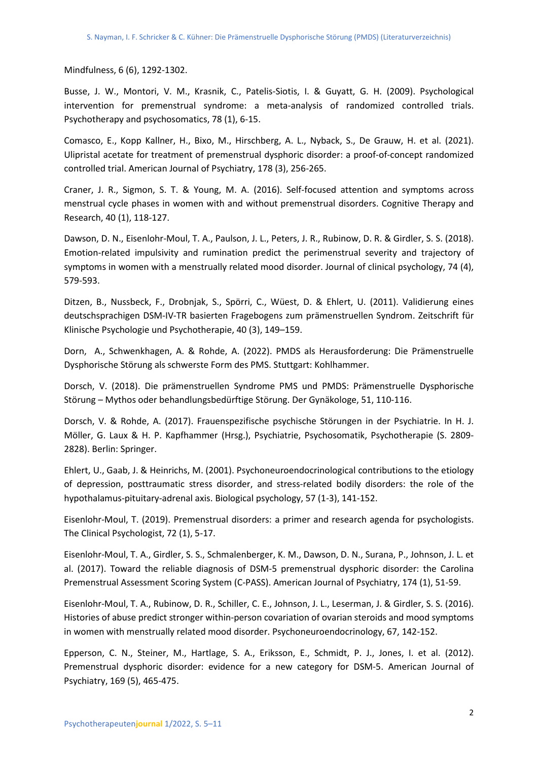Mindfulness, 6 (6), 1292-1302.

Busse, J. W., Montori, V. M., Krasnik, C., Patelis-Siotis, I. & Guyatt, G. H. (2009). Psychological intervention for premenstrual syndrome: a meta-analysis of randomized controlled trials. Psychotherapy and psychosomatics, 78 (1), 6-15.

Comasco, E., Kopp Kallner, H., Bixo, M., Hirschberg, A. L., Nyback, S., De Grauw, H. et al. (2021). Ulipristal acetate for treatment of premenstrual dysphoric disorder: a proof-of-concept randomized controlled trial. American Journal of Psychiatry, 178 (3), 256-265.

Craner, J. R., Sigmon, S. T. & Young, M. A. (2016). Self-focused attention and symptoms across menstrual cycle phases in women with and without premenstrual disorders. Cognitive Therapy and Research, 40 (1), 118-127.

Dawson, D. N., Eisenlohr-Moul, T. A., Paulson, J. L., Peters, J. R., Rubinow, D. R. & Girdler, S. S. (2018). Emotion-related impulsivity and rumination predict the perimenstrual severity and trajectory of symptoms in women with a menstrually related mood disorder. Journal of clinical psychology, 74 (4), 579-593.

Ditzen, B., Nussbeck, F., Drobnjak, S., Spörri, C., Wüest, D. & Ehlert, U. (2011). Validierung eines deutschsprachigen DSM-IV-TR basierten Fragebogens zum prämenstruellen Syndrom. Zeitschrift für Klinische Psychologie und Psychotherapie, 40 (3), 149–159.

Dorn, A., Schwenkhagen, A. & Rohde, A. (2022). PMDS als Herausforderung: Die Prämenstruelle Dysphorische Störung als schwerste Form des PMS. Stuttgart: Kohlhammer.

Dorsch, V. (2018). Die prämenstruellen Syndrome PMS und PMDS: Prämenstruelle Dysphorische Störung – Mythos oder behandlungsbedürftige Störung. Der Gynäkologe, 51, 110-116.

Dorsch, V. & Rohde, A. (2017). Frauenspezifische psychische Störungen in der Psychiatrie. In H. J. Möller, G. Laux & H. P. Kapfhammer (Hrsg.), Psychiatrie, Psychosomatik, Psychotherapie (S. 2809-2828). Berlin: Springer.

Ehlert, U., Gaab, J. & Heinrichs, M. (2001). Psychoneuroendocrinological contributions to the etiology of depression, posttraumatic stress disorder, and stress-related bodily disorders: the role of the hypothalamus-pituitary-adrenal axis. Biological psychology, 57 (1-3), 141-152.

Eisenlohr-Moul, T. (2019). Premenstrual disorders: a primer and research agenda for psychologists. The Clinical Psychologist, 72 (1), 5-17.

Eisenlohr-Moul, T. A., Girdler, S. S., Schmalenberger, K. M., Dawson, D. N., Surana, P., Johnson, J. L. et al. (2017). Toward the reliable diagnosis of DSM-5 premenstrual dysphoric disorder: the Carolina Premenstrual Assessment Scoring System (C-PASS). American Journal of Psychiatry, 174 (1), 51-59.

Eisenlohr-Moul, T. A., Rubinow, D. R., Schiller, C. E., Johnson, J. L., Leserman, J. & Girdler, S. S. (2016). Histories of abuse predict stronger within-person covariation of ovarian steroids and mood symptoms in women with menstrually related mood disorder. Psychoneuroendocrinology, 67, 142-152.

Epperson, C. N., Steiner, M., Hartlage, S. A., Eriksson, E., Schmidt, P. J., Jones, I. et al. (2012). Premenstrual dysphoric disorder: evidence for a new category for DSM-5. American Journal of Psychiatry, 169 (5), 465-475.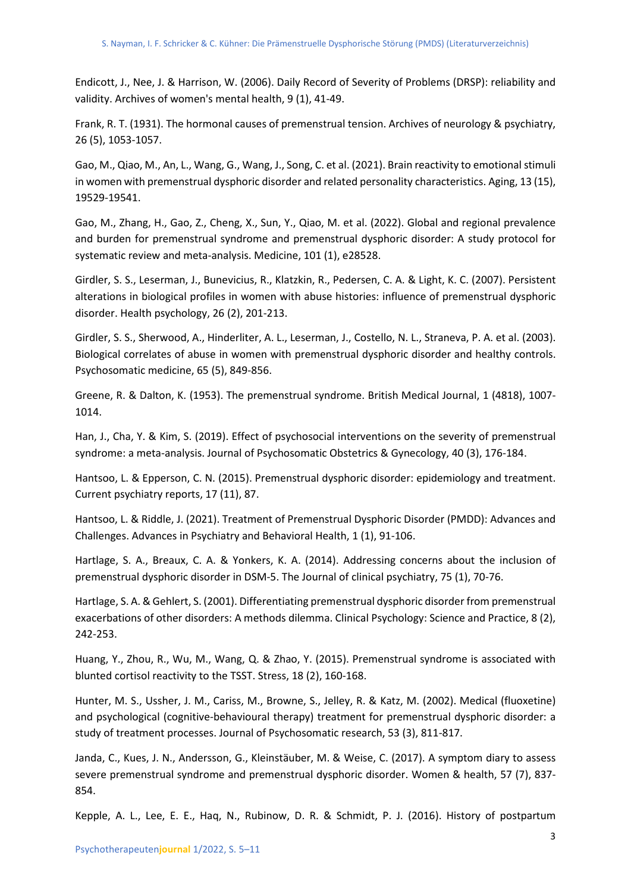Endicott, J., Nee, J. & Harrison, W. (2006). Daily Record of Severity of Problems (DRSP): reliability and validity. Archives of women's mental health, 9 (1), 41-49.

Frank, R. T. (1931). The hormonal causes of premenstrual tension. Archives of neurology & psychiatry, 26 (5), 1053-1057.

Gao, M., Qiao, M., An, L., Wang, G., Wang, J., Song, C. et al. (2021). Brain reactivity to emotional stimuli in women with premenstrual dysphoric disorder and related personality characteristics. Aging, 13 (15), 19529-19541.

Gao, M., Zhang, H., Gao, Z., Cheng, X., Sun, Y., Qiao, M. et al. (2022). Global and regional prevalence and burden for premenstrual syndrome and premenstrual dysphoric disorder: A study protocol for systematic review and meta-analysis. Medicine, 101 (1), e28528.

Girdler, S. S., Leserman, J., Bunevicius, R., Klatzkin, R., Pedersen, C. A. & Light, K. C. (2007). Persistent alterations in biological profiles in women with abuse histories: influence of premenstrual dysphoric disorder. Health psychology, 26 (2), 201-213.

Girdler, S. S., Sherwood, A., Hinderliter, A. L., Leserman, J., Costello, N. L., Straneva, P. A. et al. (2003). Biological correlates of abuse in women with premenstrual dysphoric disorder and healthy controls. Psychosomatic medicine, 65 (5), 849-856.

Greene, R. & Dalton, K. (1953). The premenstrual syndrome. British Medical Journal, 1 (4818), 1007-1014.

Han, J., Cha, Y. & Kim, S. (2019). Effect of psychosocial interventions on the severity of premenstrual syndrome: a meta-analysis. Journal of Psychosomatic Obstetrics & Gynecology, 40 (3), 176-184.

Hantsoo, L. & Epperson, C. N. (2015). Premenstrual dysphoric disorder: epidemiology and treatment. Current psychiatry reports, 17 (11), 87.

Hantsoo, L. & Riddle, J. (2021). Treatment of Premenstrual Dysphoric Disorder (PMDD): Advances and Challenges. Advances in Psychiatry and Behavioral Health, 1 (1), 91-106.

Hartlage, S. A., Breaux, C. A. & Yonkers, K. A. (2014). Addressing concerns about the inclusion of premenstrual dysphoric disorder in DSM-5. The Journal of clinical psychiatry, 75 (1), 70-76.

Hartlage, S. A. & Gehlert, S. (2001). Differentiating premenstrual dysphoric disorder from premenstrual exacerbations of other disorders: A methods dilemma. Clinical Psychology: Science and Practice, 8 (2), 242-253.

Huang, Y., Zhou, R., Wu, M., Wang, Q. & Zhao, Y. (2015). Premenstrual syndrome is associated with blunted cortisol reactivity to the TSST. Stress, 18 (2), 160-168.

Hunter, M. S., Ussher, J. M., Cariss, M., Browne, S., Jelley, R. & Katz, M. (2002). Medical (fluoxetine) and psychological (cognitive-behavioural therapy) treatment for premenstrual dysphoric disorder: a study of treatment processes. Journal of Psychosomatic research, 53 (3), 811-817.

Janda, C., Kues, J. N., Andersson, G., Kleinstäuber, M. & Weise, C. (2017). A symptom diary to assess severe premenstrual syndrome and premenstrual dysphoric disorder. Women & health, 57 (7), 837-854.

Kepple, A. L., Lee, E. E., Haq, N., Rubinow, D. R. & Schmidt, P. J. (2016). History of postpartum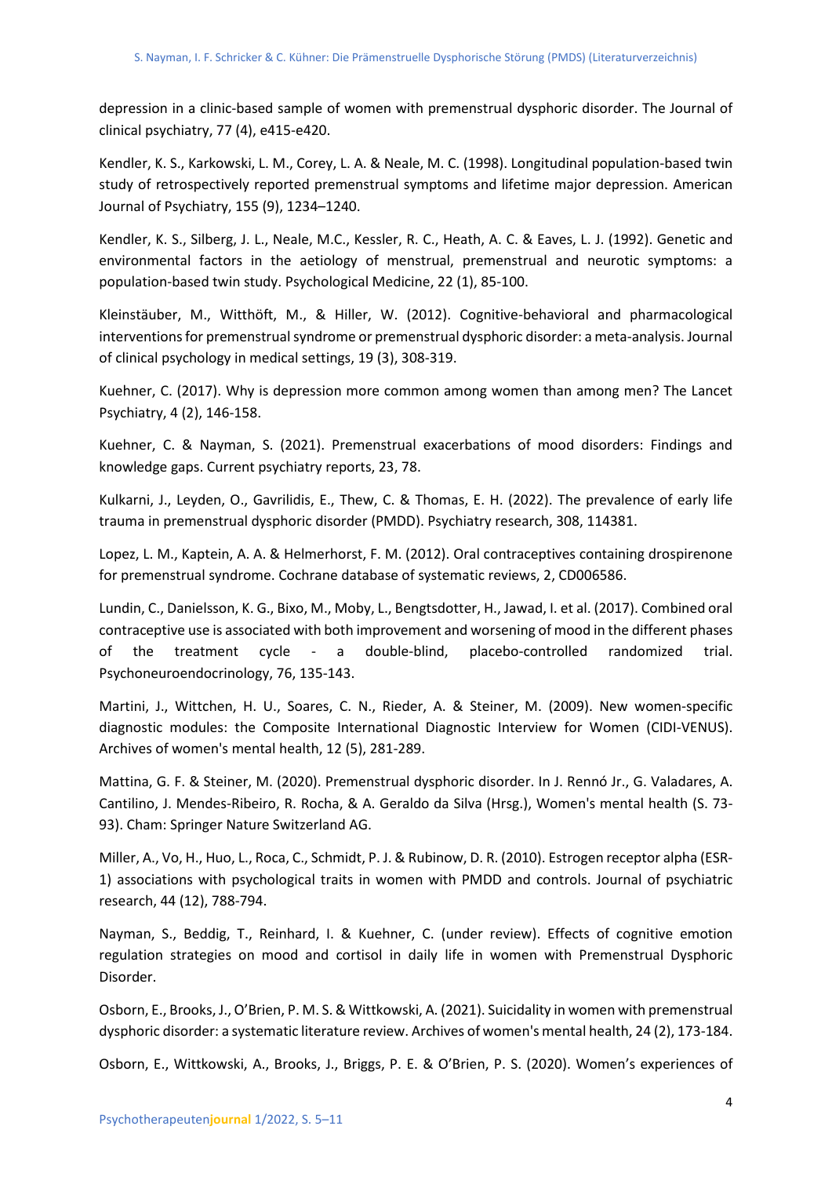depression in a clinic-based sample of women with premenstrual dysphoric disorder. The Journal of clinical psychiatry, 77 (4), e415-e420.

Kendler, K. S., Karkowski, L. M., Corey, L. A. & Neale, M. C. (1998). Longitudinal population-based twin study of retrospectively reported premenstrual symptoms and lifetime major depression. American Journal of Psychiatry, 155 (9), 1234–1240.

Kendler, K. S., Silberg, J. L., Neale, M.C., Kessler, R. C., Heath, A. C. & Eaves, L. J. (1992). Genetic and environmental factors in the aetiology of menstrual, premenstrual and neurotic symptoms: a population-based twin study. Psychological Medicine, 22 (1), 85-100.

Kleinstäuber, M., Witthöft, M., & Hiller, W. (2012). Cognitive-behavioral and pharmacological interventions for premenstrual syndrome or premenstrual dysphoric disorder: a meta-analysis. Journal of clinical psychology in medical settings, 19 (3), 308-319.

Kuehner, C. (2017). Why is depression more common among women than among men? The Lancet Psychiatry, 4 (2), 146-158.

Kuehner, C. & Nayman, S. (2021). Premenstrual exacerbations of mood disorders: Findings and knowledge gaps. Current psychiatry reports, 23, 78.

Kulkarni, J., Leyden, O., Gavrilidis, E., Thew, C. & Thomas, E. H. (2022). The prevalence of early life trauma in premenstrual dysphoric disorder (PMDD). Psychiatry research, 308, 114381.

Lopez, L. M., Kaptein, A. A. & Helmerhorst, F. M. (2012). Oral contraceptives containing drospirenone for premenstrual syndrome. Cochrane database of systematic reviews, 2, CD006586.

Lundin, C., Danielsson, K. G., Bixo, M., Moby, L., Bengtsdotter, H., Jawad, I. et al. (2017). Combined oral contraceptive use is associated with both improvement and worsening of mood in the different phases of the treatment cycle - a double-blind, placebo-controlled randomized trial. Psychoneuroendocrinology, 76, 135-143.

Martini, J., Wittchen, H. U., Soares, C. N., Rieder, A. & Steiner, M. (2009). New women-specific diagnostic modules: the Composite International Diagnostic Interview for Women (CIDI-VENUS). Archives of women's mental health, 12 (5), 281-289.

Mattina, G. F. & Steiner, M. (2020). Premenstrual dysphoric disorder. In J. Rennó Jr., G. Valadares, A. Cantilino, J. Mendes-Ribeiro, R. Rocha, & A. Geraldo da Silva (Hrsg.), Women's mental health (S. 73-93). Cham: Springer Nature Switzerland AG.

Miller, A., Vo, H., Huo, L., Roca, C., Schmidt, P. J. & Rubinow, D. R. (2010). Estrogen receptor alpha (ESR-1) associations with psychological traits in women with PMDD and controls. Journal of psychiatric research, 44 (12), 788-794.

Nayman, S., Beddig, T., Reinhard, I. & Kuehner, C. (under review). Effects of cognitive emotion regulation strategies on mood and cortisol in daily life in women with Premenstrual Dysphoric Disorder.

Osborn, E., Brooks, J., O'Brien, P. M. S. & Wittkowski, A. (2021). Suicidality in women with premenstrual dysphoric disorder: a systematic literature review. Archives of women's mental health, 24 (2), 173-184.

Osborn, E., Wittkowski, A., Brooks, J., Briggs, P. E. & O'Brien, P. S. (2020). Women's experiences of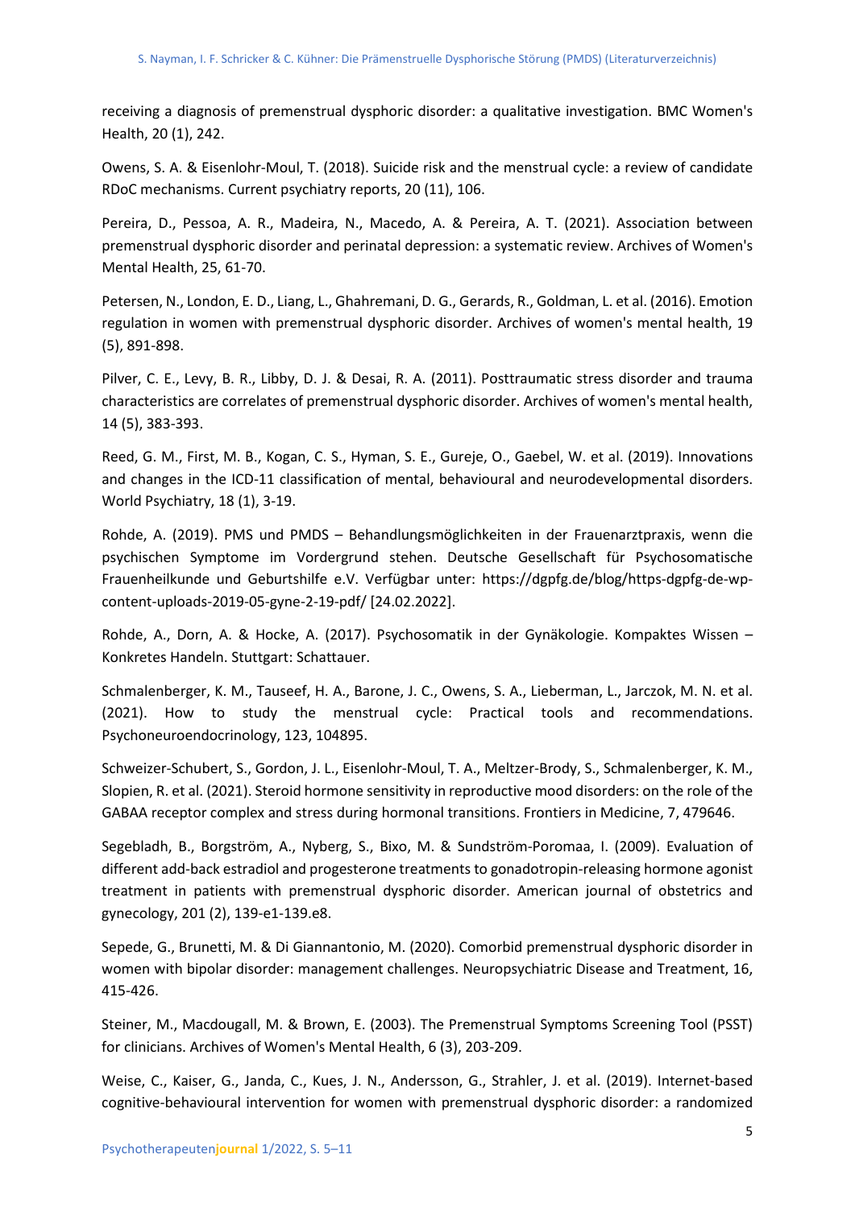receiving a diagnosis of premenstrual dysphoric disorder: a qualitative investigation. BMC Women's Health, 20 (1), 242.

Owens, S. A. & Eisenlohr-Moul, T. (2018). Suicide risk and the menstrual cycle: a review of candidate RDoC mechanisms. Current psychiatry reports, 20 (11), 106.

Pereira, D., Pessoa, A. R., Madeira, N., Macedo, A. & Pereira, A. T. (2021). Association between premenstrual dysphoric disorder and perinatal depression: a systematic review. Archives of Women's Mental Health, 25, 61-70.

Petersen, N., London, E. D., Liang, L., Ghahremani, D. G., Gerards, R., Goldman, L. et al. (2016). Emotion regulation in women with premenstrual dysphoric disorder. Archives of women's mental health, 19 (5), 891-898.

Pilver, C. E., Levy, B. R., Libby, D. J. & Desai, R. A. (2011). Posttraumatic stress disorder and trauma characteristics are correlates of premenstrual dysphoric disorder. Archives of women's mental health, 14 (5), 383-393.

Reed, G. M., First, M. B., Kogan, C. S., Hyman, S. E., Gureje, O., Gaebel, W. et al. (2019). Innovations and changes in the ICD-11 classification of mental, behavioural and neurodevelopmental disorders. World Psychiatry, 18 (1), 3-19.

Rohde, A. (2019). PMS und PMDS – Behandlungsmöglichkeiten in der Frauenarztpraxis, wenn die psychischen Symptome im Vordergrund stehen. Deutsche Gesellschaft für Psychosomatische Frauenheilkunde und Geburtshilfe e.V. Verfügbar unter: https://dgpfg.de/blog/https-dgpfg-de-wp-content-uploads-2019-05-gyne-2-19-pdf/ [24.02.2022].

Rohde, A., Dorn, A. & Hocke, A. (2017). Psychosomatik in der Gynäkologie. Kompaktes Wissen – Konkretes Handeln. Stuttgart: Schattauer.

Schmalenberger, K. M., Tauseef, H. A., Barone, J. C., Owens, S. A., Lieberman, L., Jarczok, M. N. et al. (2021). How to study the menstrual cycle: Practical tools and recommendations. Psychoneuroendocrinology, 123, 104895.

Schweizer-Schubert, S., Gordon, J. L., Eisenlohr-Moul, T. A., Meltzer-Brody, S., Schmalenberger, K. M., Slopien, R. et al. (2021). Steroid hormone sensitivity in reproductive mood disorders: on the role of the GABAA receptor complex and stress during hormonal transitions. Frontiers in Medicine, 7, 479646.

Segebladh, B., Borgström, A., Nyberg, S., Bixo, M. & Sundström-Poromaa, I. (2009). Evaluation of different add-back estradiol and progesterone treatments to gonadotropin-releasing hormone agonist treatment in patients with premenstrual dysphoric disorder. American journal of obstetrics and gynecology, 201 (2), 139-e1-139.e8.

Sepede, G., Brunetti, M. & Di Giannantonio, M. (2020). Comorbid premenstrual dysphoric disorder in women with bipolar disorder: management challenges. Neuropsychiatric Disease and Treatment, 16, 415-426.

Steiner, M., Macdougall, M. & Brown, E. (2003). The Premenstrual Symptoms Screening Tool (PSST) for clinicians. Archives of Women's Mental Health, 6 (3), 203-209.

Weise, C., Kaiser, G., Janda, C., Kues, J. N., Andersson, G., Strahler, J. et al. (2019). Internet-based cognitive-behavioural intervention for women with premenstrual dysphoric disorder: a randomized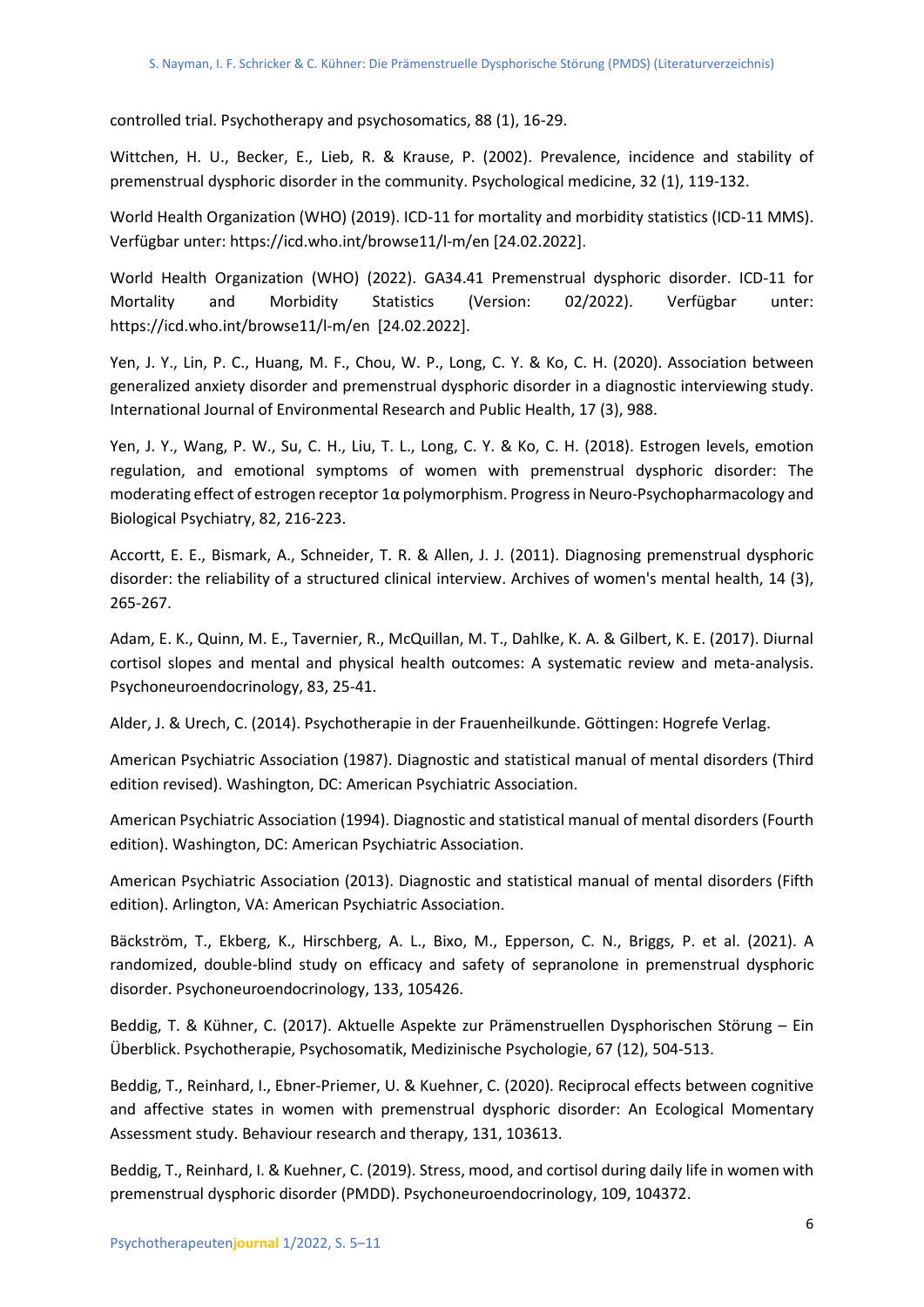controlled trial. Psychotherapy and psychosomatics, 88 (1), 16-29.

Wittchen, H. U., Becker, E., Lieb, R. & Krause, P. (2002). Prevalence, incidence and stability of premenstrual dysphoric disorder in the community. Psychological medicine, 32 (1), 119-132.

World Health Organization (WHO) (2019). ICD-11 for mortality and morbidity statistics (ICD-11 MMS). Verfügbar unter: https://icd.who.int/browse11/l-m/en [24.02.2022].

World Health Organization (WHO) (2022). GA34.41 Premenstrual dysphoric disorder. ICD-11 for Mortality and Morbidity Statistics (Version: 02/2022). Verfügbar unter: https://icd.who.int/browse11/l-m/en [24.02.2022].

Yen, J. Y., Lin, P. C., Huang, M. F., Chou, W. P., Long, C. Y. & Ko, C. H. (2020). Association between generalized anxiety disorder and premenstrual dysphoric disorder in a diagnostic interviewing study. International Journal of Environmental Research and Public Health, 17 (3), 988.

Yen, J. Y., Wang, P. W., Su, C. H., Liu, T. L., Long, C. Y. & Ko, C. H. (2018). Estrogen levels, emotion regulation, and emotional symptoms of women with premenstrual dysphoric disorder: The moderating effect of estrogen receptor 1α polymorphism. Progress in Neuro-Psychopharmacology and Biological Psychiatry, 82, 216-223.

Accortt, E. E., Bismark, A., Schneider, T. R. & Allen, J. J. (2011). Diagnosing premenstrual dysphoric disorder: the reliability of a structured clinical interview. Archives of women's mental health, 14 (3), 265-267.

Adam, E. K., Quinn, M. E., Tavernier, R., McQuillan, M. T., Dahlke, K. A. & Gilbert, K. E. (2017). Diurnal cortisol slopes and mental and physical health outcomes: A systematic review and meta-analysis. Psychoneuroendocrinology, 83, 25-41.

Alder, J. & Urech, C. (2014). Psychotherapie in der Frauenheilkunde. Göttingen: Hogrefe Verlag.

American Psychiatric Association (1987). Diagnostic and statistical manual of mental disorders (Third edition revised). Washington, DC: American Psychiatric Association.

American Psychiatric Association (1994). Diagnostic and statistical manual of mental disorders (Fourth edition). Washington, DC: American Psychiatric Association.

American Psychiatric Association (2013). Diagnostic and statistical manual of mental disorders (Fifth edition). Arlington, VA: American Psychiatric Association.

Bäckström, T., Ekberg, K., Hirschberg, A. L., Bixo, M., Epperson, C. N., Briggs, P. et al. (2021). A randomized, double-blind study on efficacy and safety of sepranolone in premenstrual dysphoric disorder. Psychoneuroendocrinology, 133, 105426.

Beddig, T. & Kühner, C. (2017). Aktuelle Aspekte zur Prämenstruellen Dysphorischen Störung – Ein Überblick. Psychotherapie, Psychosomatik, Medizinische Psychologie, 67 (12), 504-513.

Beddig, T., Reinhard, I., Ebner-Priemer, U. & Kuehner, C. (2020). Reciprocal effects between cognitive and affective states in women with premenstrual dysphoric disorder: An Ecological Momentary Assessment study. Behaviour research and therapy, 131, 103613.

Beddig, T., Reinhard, I. & Kuehner, C. (2019). Stress, mood, and cortisol during daily life in women with premenstrual dysphoric disorder (PMDD). Psychoneuroendocrinology, 109, 104372.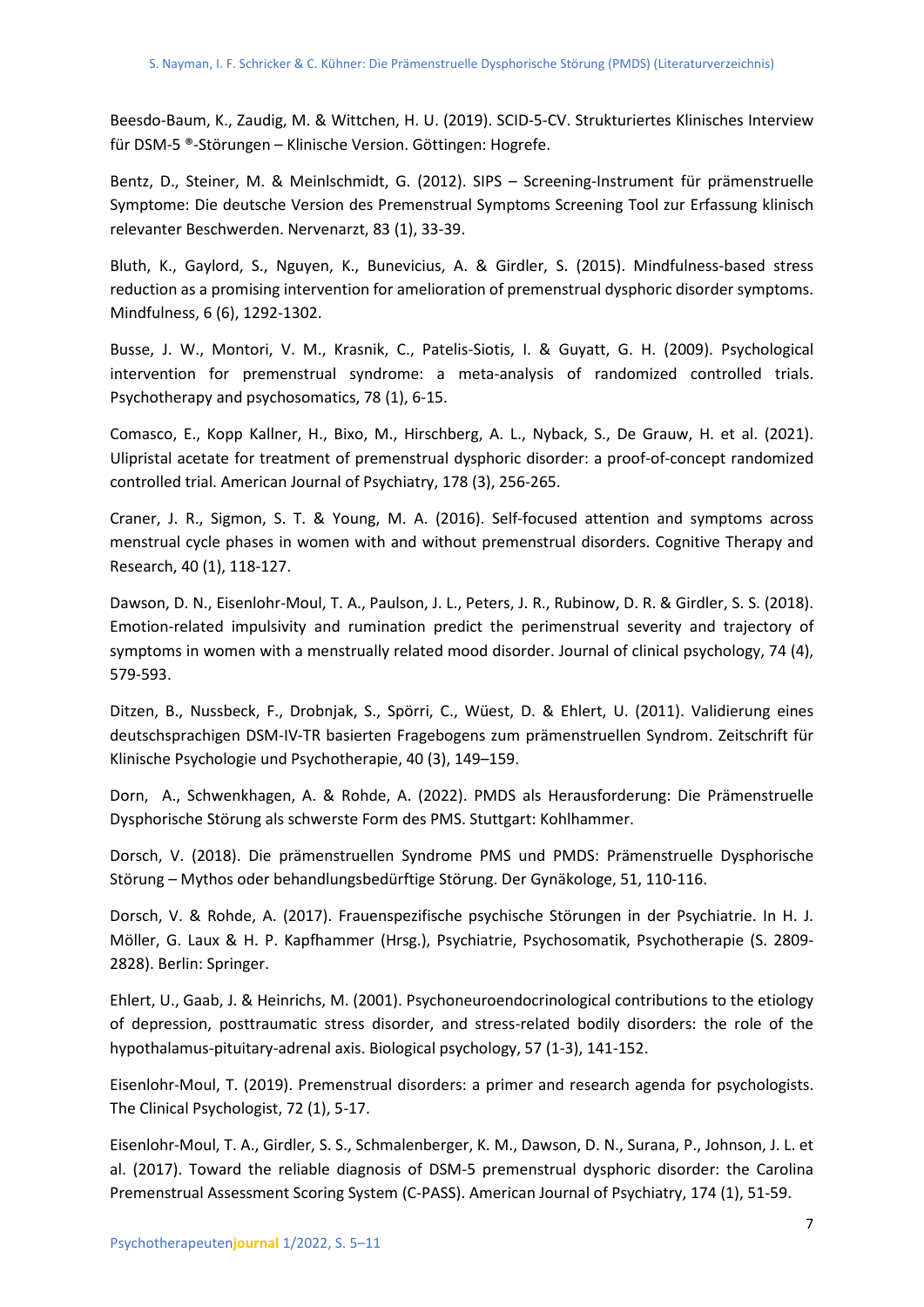Beesdo-Baum, K., Zaudig, M. & Wittchen, H. U. (2019). SCID-5-CV. Strukturiertes Klinisches Interview für DSM-5 ®-Störungen – Klinische Version. Göttingen: Hogrefe.

Bentz, D., Steiner, M. & Meinlschmidt, G. (2012). SIPS – Screening-Instrument für prämenstruelle Symptome: Die deutsche Version des Premenstrual Symptoms Screening Tool zur Erfassung klinisch relevanter Beschwerden. Nervenarzt, 83 (1), 33-39.

Bluth, K., Gaylord, S., Nguyen, K., Bunevicius, A. & Girdler, S. (2015). Mindfulness-based stress reduction as a promising intervention for amelioration of premenstrual dysphoric disorder symptoms. Mindfulness, 6 (6), 1292-1302.

Busse, J. W., Montori, V. M., Krasnik, C., Patelis-Siotis, I. & Guyatt, G. H. (2009). Psychological intervention for premenstrual syndrome: a meta-analysis of randomized controlled trials. Psychotherapy and psychosomatics, 78 (1), 6-15.

Comasco, E., Kopp Kallner, H., Bixo, M., Hirschberg, A. L., Nyback, S., De Grauw, H. et al. (2021). Ulipristal acetate for treatment of premenstrual dysphoric disorder: a proof-of-concept randomized controlled trial. American Journal of Psychiatry, 178 (3), 256-265.

Craner, J. R., Sigmon, S. T. & Young, M. A. (2016). Self-focused attention and symptoms across menstrual cycle phases in women with and without premenstrual disorders. Cognitive Therapy and Research, 40 (1), 118-127.

Dawson, D. N., Eisenlohr-Moul, T. A., Paulson, J. L., Peters, J. R., Rubinow, D. R. & Girdler, S. S. (2018). Emotion-related impulsivity and rumination predict the perimenstrual severity and trajectory of symptoms in women with a menstrually related mood disorder. Journal of clinical psychology, 74 (4), 579-593.

Ditzen, B., Nussbeck, F., Drobnjak, S., Spörri, C., Wüest, D. & Ehlert, U. (2011). Validierung eines deutschsprachigen DSM-IV-TR basierten Fragebogens zum prämenstruellen Syndrom. Zeitschrift für Klinische Psychologie und Psychotherapie, 40 (3), 149–159.

Dorn, A., Schwenkhagen, A. & Rohde, A. (2022). PMDS als Herausforderung: Die Prämenstruelle Dysphorische Störung als schwerste Form des PMS. Stuttgart: Kohlhammer.

Dorsch, V. (2018). Die prämenstruellen Syndrome PMS und PMDS: Prämenstruelle Dysphorische Störung – Mythos oder behandlungsbedürftige Störung. Der Gynäkologe, 51, 110-116.

Dorsch, V. & Rohde, A. (2017). Frauenspezifische psychische Störungen in der Psychiatrie. In H. J. Möller, G. Laux & H. P. Kapfhammer (Hrsg.), Psychiatrie, Psychosomatik, Psychotherapie (S. 2809-2828). Berlin: Springer.

Ehlert, U., Gaab, J. & Heinrichs, M. (2001). Psychoneuroendocrinological contributions to the etiology of depression, posttraumatic stress disorder, and stress-related bodily disorders: the role of the hypothalamus-pituitary-adrenal axis. Biological psychology, 57 (1-3), 141-152.

Eisenlohr-Moul, T. (2019). Premenstrual disorders: a primer and research agenda for psychologists. The Clinical Psychologist, 72 (1), 5-17.

Eisenlohr-Moul, T. A., Girdler, S. S., Schmalenberger, K. M., Dawson, D. N., Surana, P., Johnson, J. L. et al. (2017). Toward the reliable diagnosis of DSM-5 premenstrual dysphoric disorder: the Carolina Premenstrual Assessment Scoring System (C-PASS). American Journal of Psychiatry, 174 (1), 51-59.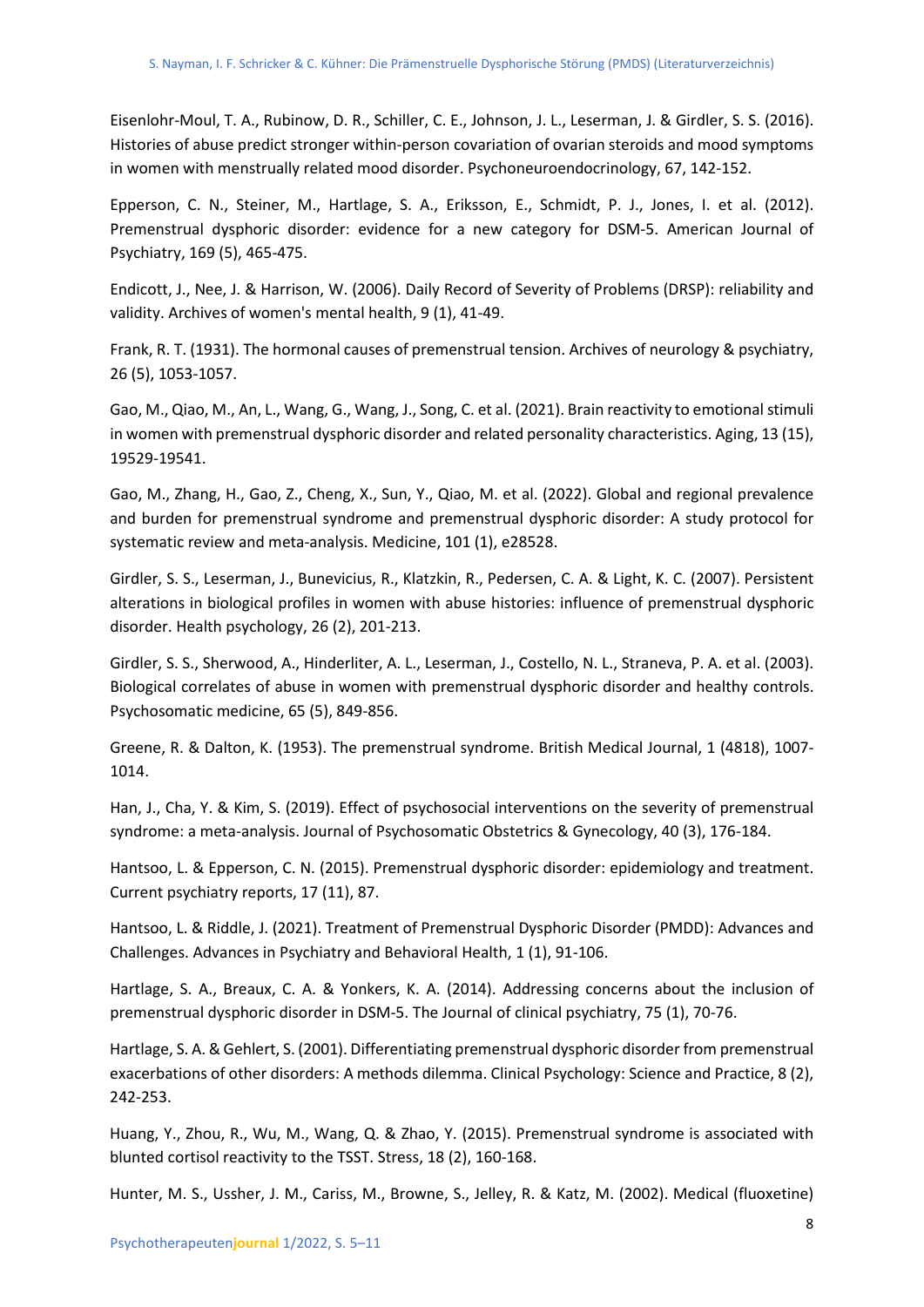Eisenlohr-Moul, T. A., Rubinow, D. R., Schiller, C. E., Johnson, J. L., Leserman, J. & Girdler, S. S. (2016). Histories of abuse predict stronger within-person covariation of ovarian steroids and mood symptoms in women with menstrually related mood disorder. Psychoneuroendocrinology, 67, 142-152.

Epperson, C. N., Steiner, M., Hartlage, S. A., Eriksson, E., Schmidt, P. J., Jones, I. et al. (2012). Premenstrual dysphoric disorder: evidence for a new category for DSM-5. American Journal of Psychiatry, 169 (5), 465-475.

Endicott, J., Nee, J. & Harrison, W. (2006). Daily Record of Severity of Problems (DRSP): reliability and validity. Archives of women's mental health, 9 (1), 41-49.

Frank, R. T. (1931). The hormonal causes of premenstrual tension. Archives of neurology & psychiatry, 26 (5), 1053-1057.

Gao, M., Qiao, M., An, L., Wang, G., Wang, J., Song, C. et al. (2021). Brain reactivity to emotional stimuli in women with premenstrual dysphoric disorder and related personality characteristics. Aging, 13 (15), 19529-19541.

Gao, M., Zhang, H., Gao, Z., Cheng, X., Sun, Y., Qiao, M. et al. (2022). Global and regional prevalence and burden for premenstrual syndrome and premenstrual dysphoric disorder: A study protocol for systematic review and meta-analysis. Medicine, 101 (1), e28528.

Girdler, S. S., Leserman, J., Bunevicius, R., Klatzkin, R., Pedersen, C. A. & Light, K. C. (2007). Persistent alterations in biological profiles in women with abuse histories: influence of premenstrual dysphoric disorder. Health psychology, 26 (2), 201-213.

Girdler, S. S., Sherwood, A., Hinderliter, A. L., Leserman, J., Costello, N. L., Straneva, P. A. et al. (2003). Biological correlates of abuse in women with premenstrual dysphoric disorder and healthy controls. Psychosomatic medicine, 65 (5), 849-856.

Greene, R. & Dalton, K. (1953). The premenstrual syndrome. British Medical Journal, 1 (4818), 1007-1014.

Han, J., Cha, Y. & Kim, S. (2019). Effect of psychosocial interventions on the severity of premenstrual syndrome: a meta-analysis. Journal of Psychosomatic Obstetrics & Gynecology, 40 (3), 176-184.

Hantsoo, L. & Epperson, C. N. (2015). Premenstrual dysphoric disorder: epidemiology and treatment. Current psychiatry reports, 17 (11), 87.

Hantsoo, L. & Riddle, J. (2021). Treatment of Premenstrual Dysphoric Disorder (PMDD): Advances and Challenges. Advances in Psychiatry and Behavioral Health, 1 (1), 91-106.

Hartlage, S. A., Breaux, C. A. & Yonkers, K. A. (2014). Addressing concerns about the inclusion of premenstrual dysphoric disorder in DSM-5. The Journal of clinical psychiatry, 75 (1), 70-76.

Hartlage, S. A. & Gehlert, S. (2001). Differentiating premenstrual dysphoric disorder from premenstrual exacerbations of other disorders: A methods dilemma. Clinical Psychology: Science and Practice, 8 (2), 242-253.

Huang, Y., Zhou, R., Wu, M., Wang, Q. & Zhao, Y. (2015). Premenstrual syndrome is associated with blunted cortisol reactivity to the TSST. Stress, 18 (2), 160-168.

Hunter, M. S., Ussher, J. M., Cariss, M., Browne, S., Jelley, R. & Katz, M. (2002). Medical (fluoxetine)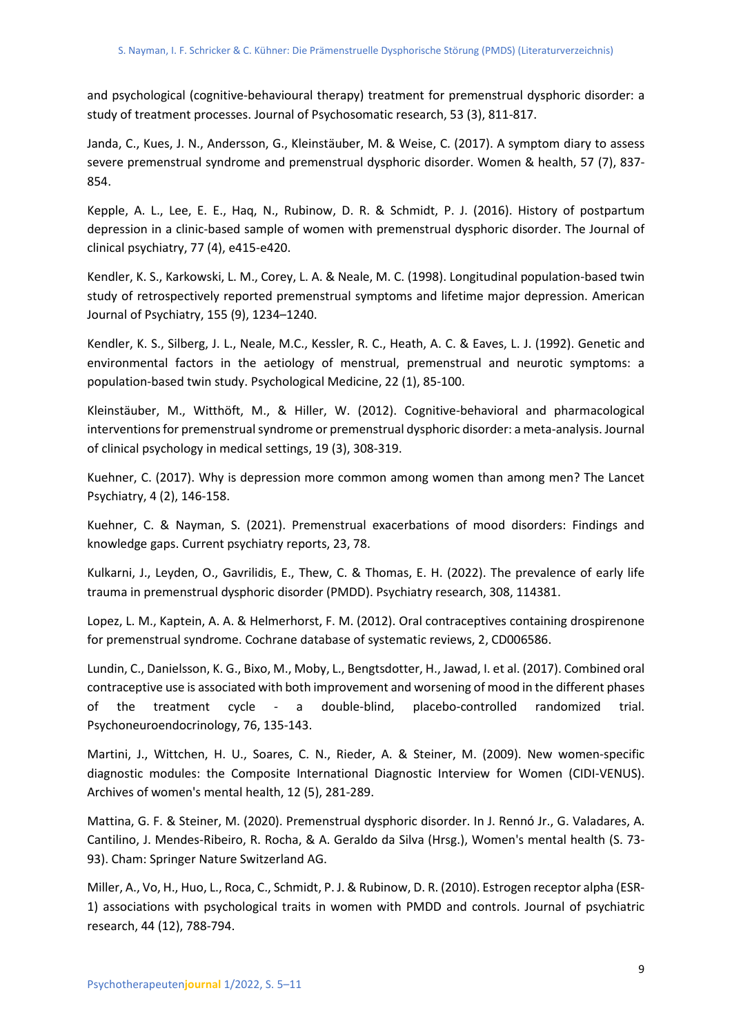and psychological (cognitive-behavioural therapy) treatment for premenstrual dysphoric disorder: a study of treatment processes. Journal of Psychosomatic research, 53 (3), 811-817.

Janda, C., Kues, J. N., Andersson, G., Kleinstäuber, M. & Weise, C. (2017). A symptom diary to assess severe premenstrual syndrome and premenstrual dysphoric disorder. Women & health, 57 (7), 837-854.

Kepple, A. L., Lee, E. E., Haq, N., Rubinow, D. R. & Schmidt, P. J. (2016). History of postpartum depression in a clinic-based sample of women with premenstrual dysphoric disorder. The Journal of clinical psychiatry, 77 (4), e415-e420.

Kendler, K. S., Karkowski, L. M., Corey, L. A. & Neale, M. C. (1998). Longitudinal population-based twin study of retrospectively reported premenstrual symptoms and lifetime major depression. American Journal of Psychiatry, 155 (9), 1234–1240.

Kendler, K. S., Silberg, J. L., Neale, M.C., Kessler, R. C., Heath, A. C. & Eaves, L. J. (1992). Genetic and environmental factors in the aetiology of menstrual, premenstrual and neurotic symptoms: a population-based twin study. Psychological Medicine, 22 (1), 85-100.

Kleinstäuber, M., Witthöft, M., & Hiller, W. (2012). Cognitive-behavioral and pharmacological interventions for premenstrual syndrome or premenstrual dysphoric disorder: a meta-analysis. Journal of clinical psychology in medical settings, 19 (3), 308-319.

Kuehner, C. (2017). Why is depression more common among women than among men? The Lancet Psychiatry, 4 (2), 146-158.

Kuehner, C. & Nayman, S. (2021). Premenstrual exacerbations of mood disorders: Findings and knowledge gaps. Current psychiatry reports, 23, 78.

Kulkarni, J., Leyden, O., Gavrilidis, E., Thew, C. & Thomas, E. H. (2022). The prevalence of early life trauma in premenstrual dysphoric disorder (PMDD). Psychiatry research, 308, 114381.

Lopez, L. M., Kaptein, A. A. & Helmerhorst, F. M. (2012). Oral contraceptives containing drospirenone for premenstrual syndrome. Cochrane database of systematic reviews, 2, CD006586.

Lundin, C., Danielsson, K. G., Bixo, M., Moby, L., Bengtsdotter, H., Jawad, I. et al. (2017). Combined oral contraceptive use is associated with both improvement and worsening of mood in the different phases of the treatment cycle - a double-blind, placebo-controlled randomized trial. Psychoneuroendocrinology, 76, 135-143.

Martini, J., Wittchen, H. U., Soares, C. N., Rieder, A. & Steiner, M. (2009). New women-specific diagnostic modules: the Composite International Diagnostic Interview for Women (CIDI-VENUS). Archives of women's mental health, 12 (5), 281-289.

Mattina, G. F. & Steiner, M. (2020). Premenstrual dysphoric disorder. In J. Rennó Jr., G. Valadares, A. Cantilino, J. Mendes-Ribeiro, R. Rocha, & A. Geraldo da Silva (Hrsg.), Women's mental health (S. 73-93). Cham: Springer Nature Switzerland AG.

Miller, A., Vo, H., Huo, L., Roca, C., Schmidt, P. J. & Rubinow, D. R. (2010). Estrogen receptor alpha (ESR-1) associations with psychological traits in women with PMDD and controls. Journal of psychiatric research, 44 (12), 788-794.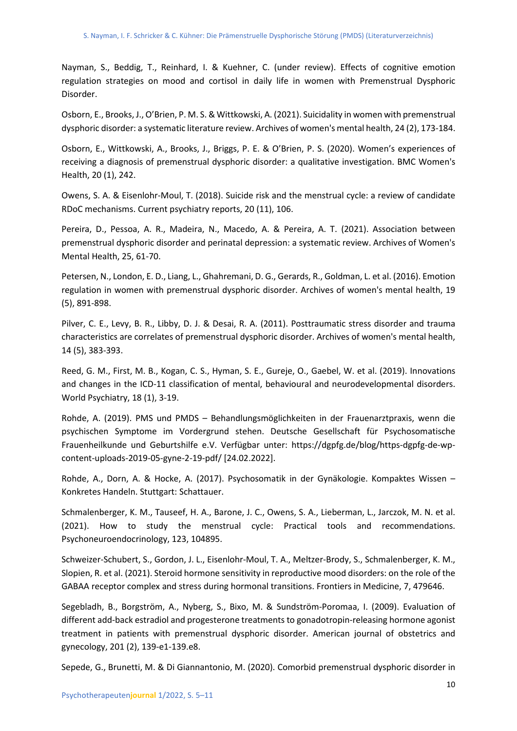Nayman, S., Beddig, T., Reinhard, I. & Kuehner, C. (under review). Effects of cognitive emotion regulation strategies on mood and cortisol in daily life in women with Premenstrual Dysphoric Disorder.

Osborn, E., Brooks, J., O'Brien, P. M. S. & Wittkowski, A. (2021). Suicidality in women with premenstrual dysphoric disorder: a systematic literature review. Archives of women's mental health, 24 (2), 173-184.

Osborn, E., Wittkowski, A., Brooks, J., Briggs, P. E. & O'Brien, P. S. (2020). Women's experiences of receiving a diagnosis of premenstrual dysphoric disorder: a qualitative investigation. BMC Women's Health, 20 (1), 242.

Owens, S. A. & Eisenlohr-Moul, T. (2018). Suicide risk and the menstrual cycle: a review of candidate RDoC mechanisms. Current psychiatry reports, 20 (11), 106.

Pereira, D., Pessoa, A. R., Madeira, N., Macedo, A. & Pereira, A. T. (2021). Association between premenstrual dysphoric disorder and perinatal depression: a systematic review. Archives of Women's Mental Health, 25, 61-70.

Petersen, N., London, E. D., Liang, L., Ghahremani, D. G., Gerards, R., Goldman, L. et al. (2016). Emotion regulation in women with premenstrual dysphoric disorder. Archives of women's mental health, 19 (5), 891-898.

Pilver, C. E., Levy, B. R., Libby, D. J. & Desai, R. A. (2011). Posttraumatic stress disorder and trauma characteristics are correlates of premenstrual dysphoric disorder. Archives of women's mental health, 14 (5), 383-393.

Reed, G. M., First, M. B., Kogan, C. S., Hyman, S. E., Gureje, O., Gaebel, W. et al. (2019). Innovations and changes in the ICD-11 classification of mental, behavioural and neurodevelopmental disorders. World Psychiatry, 18 (1), 3-19.

Rohde, A. (2019). PMS und PMDS – Behandlungsmöglichkeiten in der Frauenarztpraxis, wenn die psychischen Symptome im Vordergrund stehen. Deutsche Gesellschaft für Psychosomatische Frauenheilkunde und Geburtshilfe e.V. Verfügbar unter: https://dgpfg.de/blog/https-dgpfg-de-wp-content-uploads-2019-05-gyne-2-19-pdf/ [24.02.2022].

Rohde, A., Dorn, A. & Hocke, A. (2017). Psychosomatik in der Gynäkologie. Kompaktes Wissen – Konkretes Handeln. Stuttgart: Schattauer.

Schmalenberger, K. M., Tauseef, H. A., Barone, J. C., Owens, S. A., Lieberman, L., Jarczok, M. N. et al. (2021). How to study the menstrual cycle: Practical tools and recommendations. Psychoneuroendocrinology, 123, 104895.

Schweizer-Schubert, S., Gordon, J. L., Eisenlohr-Moul, T. A., Meltzer-Brody, S., Schmalenberger, K. M., Slopien, R. et al. (2021). Steroid hormone sensitivity in reproductive mood disorders: on the role of the GABAA receptor complex and stress during hormonal transitions. Frontiers in Medicine, 7, 479646.

Segebladh, B., Borgström, A., Nyberg, S., Bixo, M. & Sundström-Poromaa, I. (2009). Evaluation of different add-back estradiol and progesterone treatments to gonadotropin-releasing hormone agonist treatment in patients with premenstrual dysphoric disorder. American journal of obstetrics and gynecology, 201 (2), 139-e1-139.e8.

Sepede, G., Brunetti, M. & Di Giannantonio, M. (2020). Comorbid premenstrual dysphoric disorder in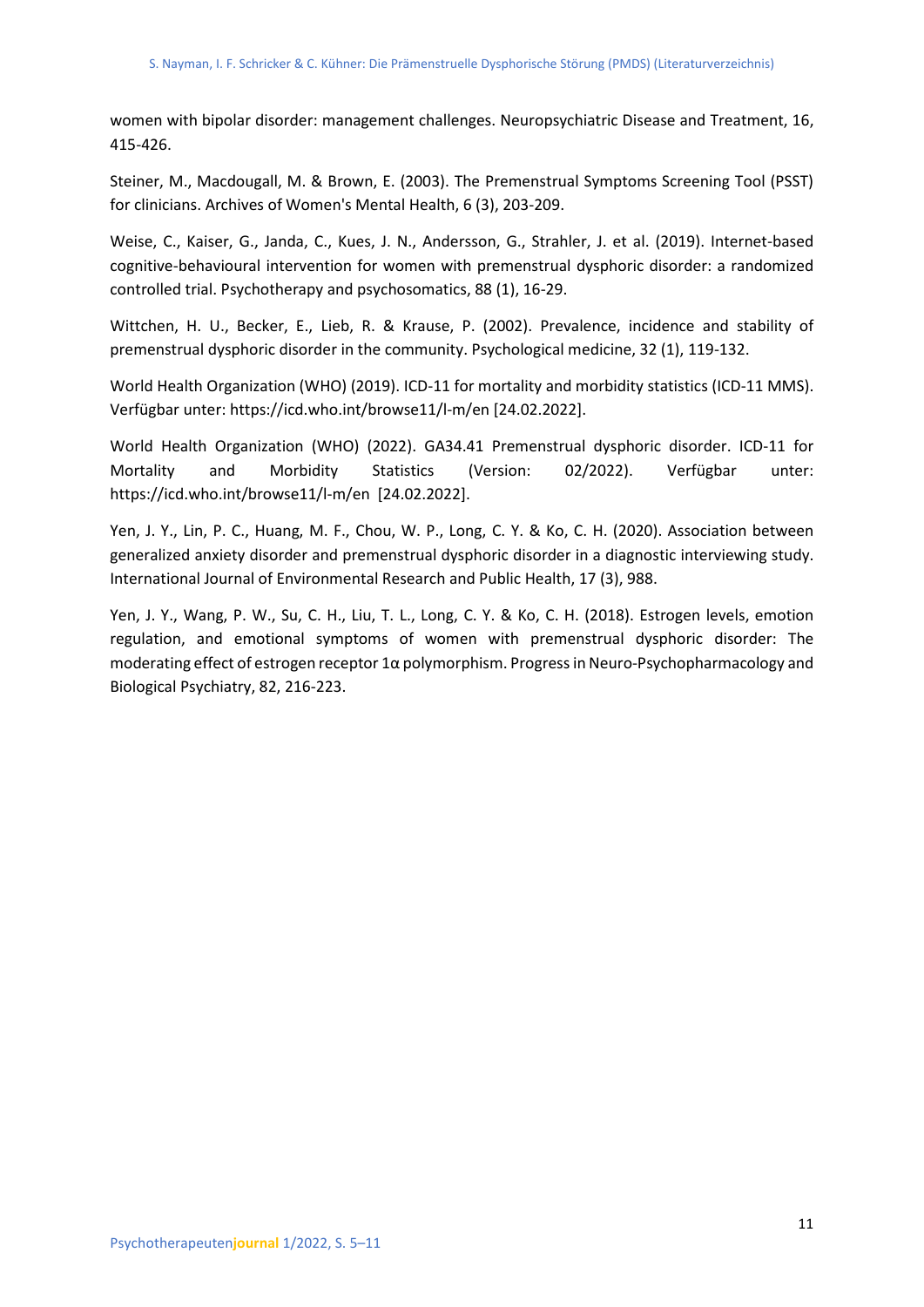women with bipolar disorder: management challenges. Neuropsychiatric Disease and Treatment, 16, 415-426.

Steiner, M., Macdougall, M. & Brown, E. (2003). The Premenstrual Symptoms Screening Tool (PSST) for clinicians. Archives of Women's Mental Health, 6 (3), 203-209.

Weise, C., Kaiser, G., Janda, C., Kues, J. N., Andersson, G., Strahler, J. et al. (2019). Internet-based cognitive-behavioural intervention for women with premenstrual dysphoric disorder: a randomized controlled trial. Psychotherapy and psychosomatics, 88 (1), 16-29.

Wittchen, H. U., Becker, E., Lieb, R. & Krause, P. (2002). Prevalence, incidence and stability of premenstrual dysphoric disorder in the community. Psychological medicine, 32 (1), 119-132.

World Health Organization (WHO) (2019). ICD-11 for mortality and morbidity statistics (ICD-11 MMS). Verfügbar unter: https://icd.who.int/browse11/l-m/en [24.02.2022].

World Health Organization (WHO) (2022). GA34.41 Premenstrual dysphoric disorder. ICD-11 for Mortality and Morbidity Statistics (Version: 02/2022). Verfügbar unter: https://icd.who.int/browse11/l-m/en [24.02.2022].

Yen, J. Y., Lin, P. C., Huang, M. F., Chou, W. P., Long, C. Y. & Ko, C. H. (2020). Association between generalized anxiety disorder and premenstrual dysphoric disorder in a diagnostic interviewing study. International Journal of Environmental Research and Public Health, 17 (3), 988.

Yen, J. Y., Wang, P. W., Su, C. H., Liu, T. L., Long, C. Y. & Ko, C. H. (2018). Estrogen levels, emotion regulation, and emotional symptoms of women with premenstrual dysphoric disorder: The moderating effect of estrogen receptor 1α polymorphism. Progress in Neuro-Psychopharmacology and Biological Psychiatry, 82, 216-223.